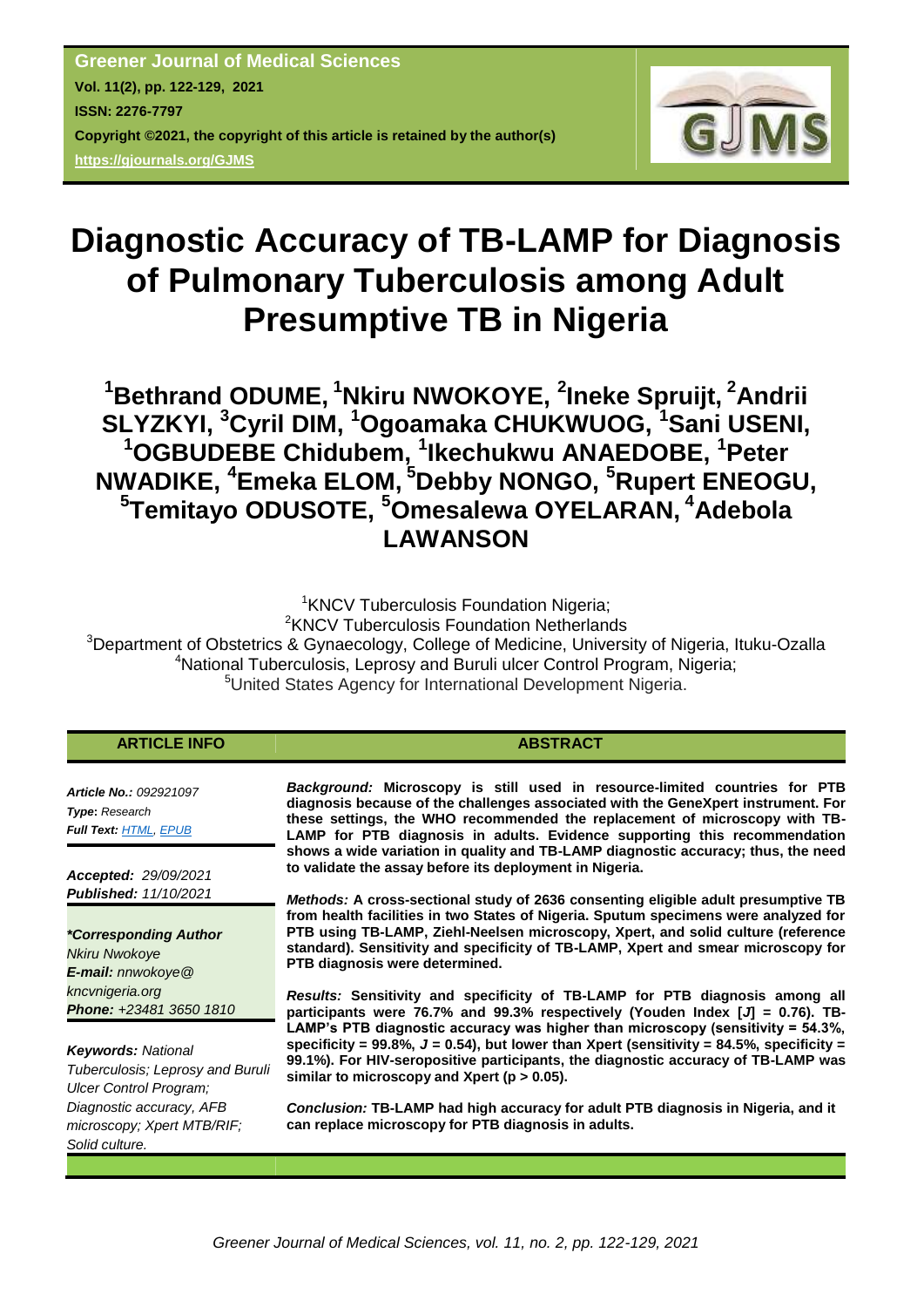Greener Journal of Medical Sciences
Vol. 11(2), pp. 122-129, 2021
ISSN: 2276-7797
Copyright ©2021, the copyright of this article is retained by the author(s)
https://gjournals.org/GJMS

# Diagnostic Accuracy of TB-LAMP for Diagnosis of Pulmonary Tuberculosis among Adult Presumptive TB in Nigeria

**[1]Bethrand ODUME, [1]Nkiru NWOKOYE, [2]Ineke Spruijt, [2]Andrii SLYZKYI, [3]Cyril DIM, [1]Ogoamaka CHUKWUOG, [1]Sani USENI, [1]OGBUDEBE Chidubem, [1]Ikechukwu ANAEDOBE, [1]Peter NWADIKE, [4]Emeka ELOM, [5]Debby NONGO, [5]Rupert ENEOGU, [5]Temitayo ODUSOTE, [5]Omesalewa OYELARAN, [4]Adebola LAWANSON**

[1]KNCV Tuberculosis Foundation Nigeria;
[2]KNCV Tuberculosis Foundation Netherlands
[3]Department of Obstetrics & Gynaecology, College of Medicine, University of Nigeria, Ituku-Ozalla
[4]National Tuberculosis, Leprosy and Buruli ulcer Control Program, Nigeria;
[5]United States Agency for International Development Nigeria.

## ARTICLE INFO

*Article No.: 092921097*
***Type**: Research*
***Full Text:** HTML, EPUB*

***Accepted:** 29/09/2021*
***Published:** 11/10/2021*

***\*Corresponding Author***
*Nkiru Nwokoye*
***E-mail:** nnwokoye@kncvnigeria.org*
***Phone:** +23481 3650 1810*

***Keywords:** National Tuberculosis; Leprosy and Buruli Ulcer Control Program; Diagnostic accuracy, AFB microscopy; Xpert MTB/RIF; Solid culture.*

## ABSTRACT

***Background:*** **Microscopy is still used in resource-limited countries for PTB diagnosis because of the challenges associated with the GeneXpert instrument. For these settings, the WHO recommended the replacement of microscopy with TB-LAMP for PTB diagnosis in adults. Evidence supporting this recommendation shows a wide variation in quality and TB-LAMP diagnostic accuracy; thus, the need to validate the assay before its deployment in Nigeria.**

***Methods:*** **A cross-sectional study of 2636 consenting eligible adult presumptive TB from health facilities in two States of Nigeria. Sputum specimens were analyzed for PTB using TB-LAMP, Ziehl-Neelsen microscopy, Xpert, and solid culture (reference standard). Sensitivity and specificity of TB-LAMP, Xpert and smear microscopy for PTB diagnosis were determined.**

***Results:*** **Sensitivity and specificity of TB-LAMP for PTB diagnosis among all participants were 76.7% and 99.3% respectively (Youden Index [*J*] = 0.76). TB-LAMP's PTB diagnostic accuracy was higher than microscopy (sensitivity = 54.3%, specificity = 99.8%, *J* = 0.54), but lower than Xpert (sensitivity = 84.5%, specificity = 99.1%). For HIV-seropositive participants, the diagnostic accuracy of TB-LAMP was similar to microscopy and Xpert ($p > 0.05$).**

***Conclusion:*** **TB-LAMP had high accuracy for adult PTB diagnosis in Nigeria, and it can replace microscopy for PTB diagnosis in adults.**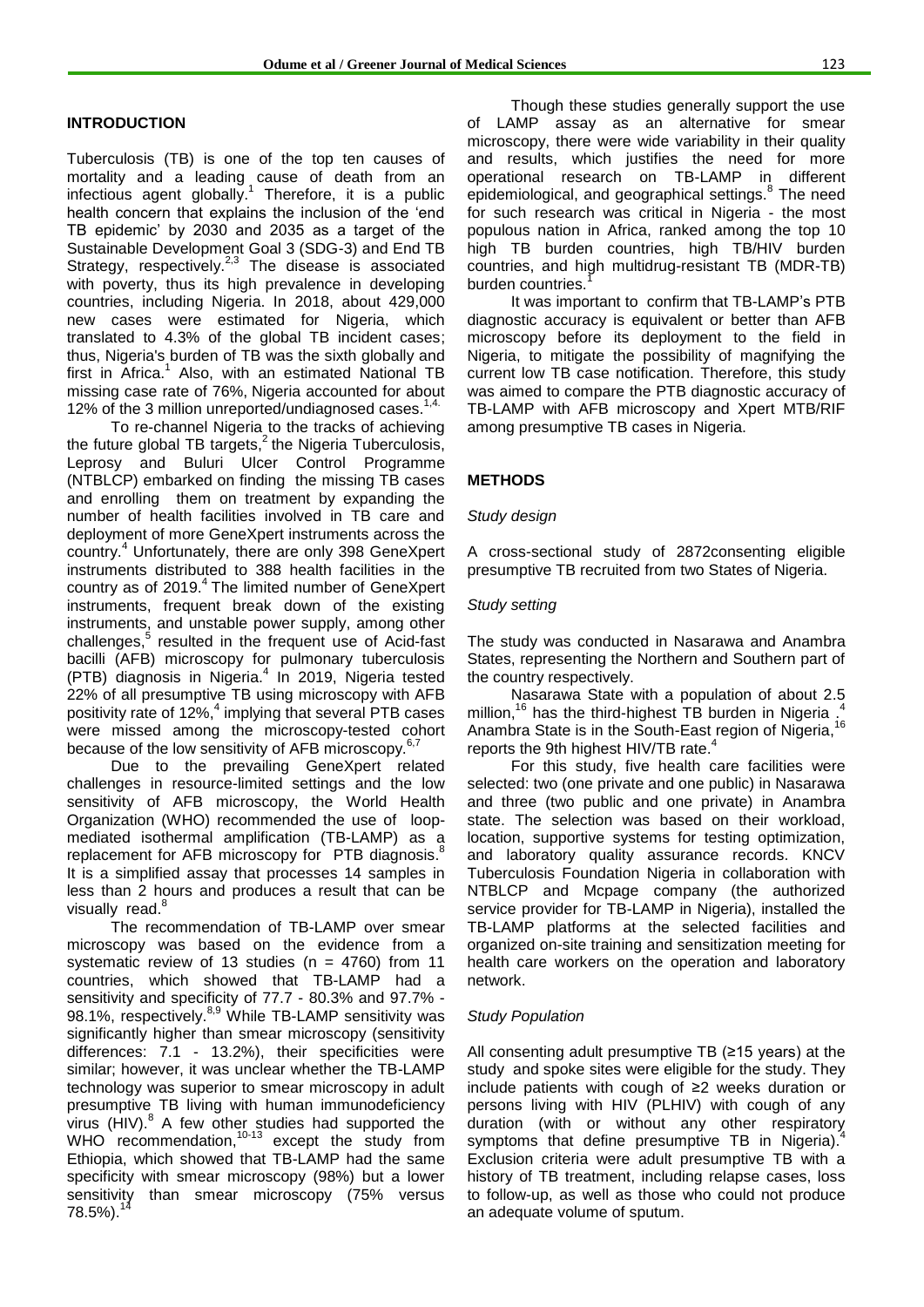## INTRODUCTION

Tuberculosis (TB) is one of the top ten causes of mortality and a leading cause of death from an infectious agent globally.[1] Therefore, it is a public health concern that explains the inclusion of the 'end TB epidemic' by 2030 and 2035 as a target of the Sustainable Development Goal 3 (SDG-3) and End TB Strategy, respectively.[2,3] The disease is associated with poverty, thus its high prevalence in developing countries, including Nigeria. In 2018, about 429,000 new cases were estimated for Nigeria, which translated to 4.3% of the global TB incident cases; thus, Nigeria's burden of TB was the sixth globally and first in Africa.[1] Also, with an estimated National TB missing case rate of 76%, Nigeria accounted for about 12% of the 3 million unreported/undiagnosed cases.[1,4]

To re-channel Nigeria to the tracks of achieving the future global TB targets,[2] the Nigeria Tuberculosis, Leprosy and Buluri Ulcer Control Programme (NTBLCP) embarked on finding the missing TB cases and enrolling them on treatment by expanding the number of health facilities involved in TB care and deployment of more GeneXpert instruments across the country.[4] Unfortunately, there are only 398 GeneXpert instruments distributed to 388 health facilities in the country as of 2019.[4] The limited number of GeneXpert instruments, frequent break down of the existing instruments, and unstable power supply, among other challenges,[5] resulted in the frequent use of Acid-fast bacilli (AFB) microscopy for pulmonary tuberculosis (PTB) diagnosis in Nigeria.[4] In 2019, Nigeria tested 22% of all presumptive TB using microscopy with AFB positivity rate of 12%,[4] implying that several PTB cases were missed among the microscopy-tested cohort because of the low sensitivity of AFB microscopy.[6,7]

Due to the prevailing GeneXpert related challenges in resource-limited settings and the low sensitivity of AFB microscopy, the World Health Organization (WHO) recommended the use of loop-mediated isothermal amplification (TB-LAMP) as a replacement for AFB microscopy for PTB diagnosis.[8] It is a simplified assay that processes 14 samples in less than 2 hours and produces a result that can be visually read.[8]

The recommendation of TB-LAMP over smear microscopy was based on the evidence from a systematic review of 13 studies (n = 4760) from 11 countries, which showed that TB-LAMP had a sensitivity and specificity of 77.7 - 80.3% and 97.7% - 98.1%, respectively.[8,9] While TB-LAMP sensitivity was significantly higher than smear microscopy (sensitivity differences: 7.1 - 13.2%), their specificities were similar; however, it was unclear whether the TB-LAMP technology was superior to smear microscopy in adult presumptive TB living with human immunodeficiency virus (HIV).[8] A few other studies had supported the WHO recommendation,[10-13] except the study from Ethiopia, which showed that TB-LAMP had the same specificity with smear microscopy (98%) but a lower sensitivity than smear microscopy (75% versus 78.5%).[14]

Though these studies generally support the use of LAMP assay as an alternative for smear microscopy, there were wide variability in their quality and results, which justifies the need for more operational research on TB-LAMP in different epidemiological, and geographical settings.[8] The need for such research was critical in Nigeria - the most populous nation in Africa, ranked among the top 10 high TB burden countries, high TB/HIV burden countries, and high multidrug-resistant TB (MDR-TB) burden countries.[1]

It was important to confirm that TB-LAMP's PTB diagnostic accuracy is equivalent or better than AFB microscopy before its deployment to the field in Nigeria, to mitigate the possibility of magnifying the current low TB case notification. Therefore, this study was aimed to compare the PTB diagnostic accuracy of TB-LAMP with AFB microscopy and Xpert MTB/RIF among presumptive TB cases in Nigeria.

## METHODS

### *Study design*

A cross-sectional study of 2872consenting eligible presumptive TB recruited from two States of Nigeria.

### *Study setting*

The study was conducted in Nasarawa and Anambra States, representing the Northern and Southern part of the country respectively.

Nasarawa State with a population of about 2.5 million,[16] has the third-highest TB burden in Nigeria .[4] Anambra State is in the South-East region of Nigeria,[16] reports the 9th highest HIV/TB rate.[4]

For this study, five health care facilities were selected: two (one private and one public) in Nasarawa and three (two public and one private) in Anambra state. The selection was based on their workload, location, supportive systems for testing optimization, and laboratory quality assurance records. KNCV Tuberculosis Foundation Nigeria in collaboration with NTBLCP and Mcpage company (the authorized service provider for TB-LAMP in Nigeria), installed the TB-LAMP platforms at the selected facilities and organized on-site training and sensitization meeting for health care workers on the operation and laboratory network.

### *Study Population*

All consenting adult presumptive TB (≥15 years) at the study and spoke sites were eligible for the study. They include patients with cough of ≥2 weeks duration or persons living with HIV (PLHIV) with cough of any duration (with or without any other respiratory symptoms that define presumptive TB in Nigeria).[4] Exclusion criteria were adult presumptive TB with a history of TB treatment, including relapse cases, loss to follow-up, as well as those who could not produce an adequate volume of sputum.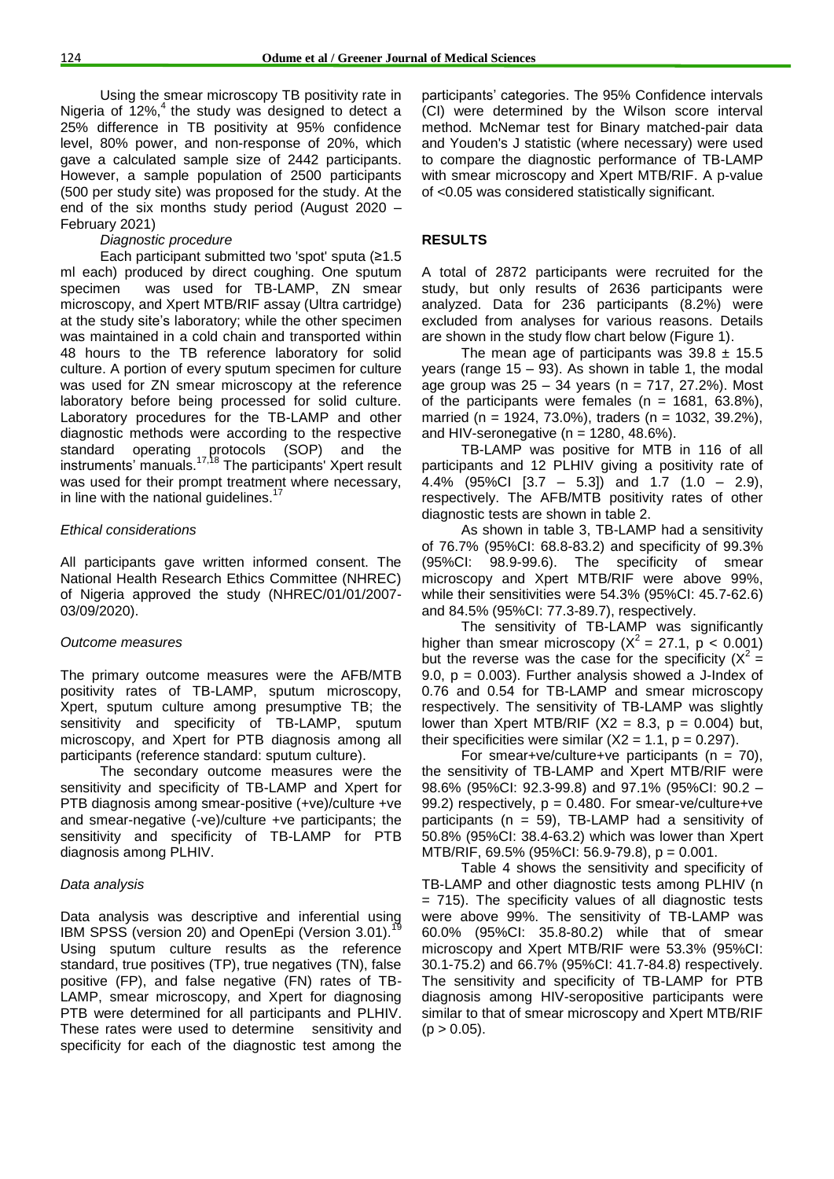Using the smear microscopy TB positivity rate in Nigeria of 12%,[4] the study was designed to detect a 25% difference in TB positivity at 95% confidence level, 80% power, and non-response of 20%, which gave a calculated sample size of 2442 participants. However, a sample population of 2500 participants (500 per study site) was proposed for the study. At the end of the six months study period (August 2020 – February 2021)

*Diagnostic procedure*

Each participant submitted two 'spot' sputa (≥1.5 ml each) produced by direct coughing. One sputum specimen was used for TB-LAMP, ZN smear microscopy, and Xpert MTB/RIF assay (Ultra cartridge) at the study site's laboratory; while the other specimen was maintained in a cold chain and transported within 48 hours to the TB reference laboratory for solid culture. A portion of every sputum specimen for culture was used for ZN smear microscopy at the reference laboratory before being processed for solid culture. Laboratory procedures for the TB-LAMP and other diagnostic methods were according to the respective standard operating protocols (SOP) and the instruments' manuals.[17,18] The participants' Xpert result was used for their prompt treatment where necessary, in line with the national guidelines.[17]

### *Ethical considerations*

All participants gave written informed consent. The National Health Research Ethics Committee (NHREC) of Nigeria approved the study (NHREC/01/01/2007-03/09/2020).

### *Outcome measures*

The primary outcome measures were the AFB/MTB positivity rates of TB-LAMP, sputum microscopy, Xpert, sputum culture among presumptive TB; the sensitivity and specificity of TB-LAMP, sputum microscopy, and Xpert for PTB diagnosis among all participants (reference standard: sputum culture).

The secondary outcome measures were the sensitivity and specificity of TB-LAMP and Xpert for PTB diagnosis among smear-positive (+ve)/culture +ve and smear-negative (-ve)/culture +ve participants; the sensitivity and specificity of TB-LAMP for PTB diagnosis among PLHIV.

### *Data analysis*

Data analysis was descriptive and inferential using IBM SPSS (version 20) and OpenEpi (Version 3.01).[19] Using sputum culture results as the reference standard, true positives (TP), true negatives (TN), false positive (FP), and false negative (FN) rates of TB-LAMP, smear microscopy, and Xpert for diagnosing PTB were determined for all participants and PLHIV. These rates were used to determine sensitivity and specificity for each of the diagnostic test among the participants' categories. The 95% Confidence intervals (CI) were determined by the Wilson score interval method. McNemar test for Binary matched-pair data and Youden's J statistic (where necessary) were used to compare the diagnostic performance of TB-LAMP with smear microscopy and Xpert MTB/RIF. A p-value of <0.05 was considered statistically significant.

## RESULTS

A total of 2872 participants were recruited for the study, but only results of 2636 participants were analyzed. Data for 236 participants (8.2%) were excluded from analyses for various reasons. Details are shown in the study flow chart below (Figure 1).

The mean age of participants was 39.8 ± 15.5 years (range 15 – 93). As shown in table 1, the modal age group was 25 – 34 years (n = 717, 27.2%). Most of the participants were females (n = 1681, 63.8%), married (n = 1924, 73.0%), traders (n = 1032, 39.2%), and HIV-seronegative (n = 1280, 48.6%).

TB-LAMP was positive for MTB in 116 of all participants and 12 PLHIV giving a positivity rate of 4.4% (95%CI [3.7 – 5.3]) and 1.7 (1.0 – 2.9), respectively. The AFB/MTB positivity rates of other diagnostic tests are shown in table 2.

As shown in table 3, TB-LAMP had a sensitivity of 76.7% (95%CI: 68.8-83.2) and specificity of 99.3% (95%CI: 98.9-99.6). The specificity of smear microscopy and Xpert MTB/RIF were above 99%, while their sensitivities were 54.3% (95%CI: 45.7-62.6) and 84.5% (95%CI: 77.3-89.7), respectively.

The sensitivity of TB-LAMP was significantly higher than smear microscopy ($X^2$ = 27.1, $p < 0.001$) but the reverse was the case for the specificity ($X^2$ = 9.0, p = 0.003). Further analysis showed a J-Index of 0.76 and 0.54 for TB-LAMP and smear microscopy respectively. The sensitivity of TB-LAMP was slightly lower than Xpert MTB/RIF (X2 = 8.3, p = 0.004) but, their specificities were similar (X2 = 1.1, p = 0.297).

For smear+ve/culture+ve participants (n = 70), the sensitivity of TB-LAMP and Xpert MTB/RIF were 98.6% (95%CI: 92.3-99.8) and 97.1% (95%CI: 90.2 – 99.2) respectively, p = 0.480. For smear-ve/culture+ve participants (n = 59), TB-LAMP had a sensitivity of 50.8% (95%CI: 38.4-63.2) which was lower than Xpert MTB/RIF, 69.5% (95%CI: 56.9-79.8), p = 0.001.

Table 4 shows the sensitivity and specificity of TB-LAMP and other diagnostic tests among PLHIV (n = 715). The specificity values of all diagnostic tests were above 99%. The sensitivity of TB-LAMP was 60.0% (95%CI: 35.8-80.2) while that of smear microscopy and Xpert MTB/RIF were 53.3% (95%CI: 30.1-75.2) and 66.7% (95%CI: 41.7-84.8) respectively. The sensitivity and specificity of TB-LAMP for PTB diagnosis among HIV-seropositive participants were similar to that of smear microscopy and Xpert MTB/RIF ($p > 0.05$).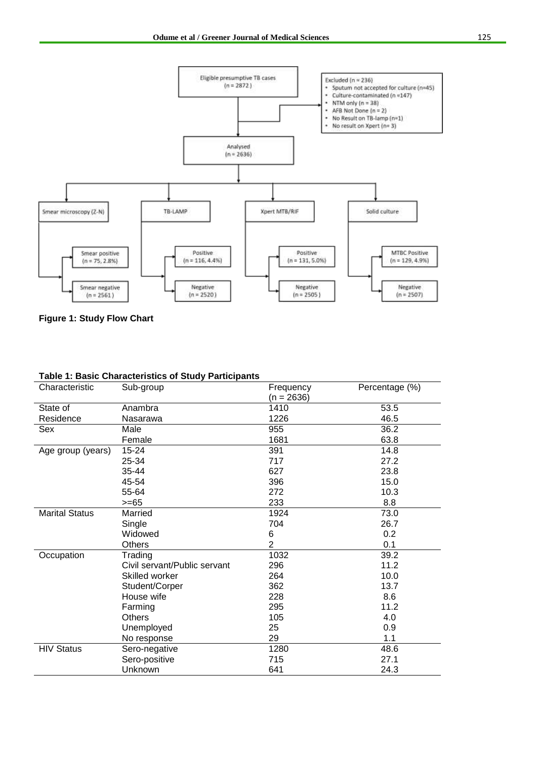Eligible presumptive TB cases (n = 2872)

Excluded (n = 236)

- Sputum not accepted for culture (n=45)
- Culture-contaminated (n =147)
- NTM only (n = 38)
- AFB Not Done (n = 2)
- No Result on TB-lamp (n=1)
- No result on Xpert (n= 3)

Analysed (n = 2636)

Smear microscopy (Z-N): Smear positive (n = 75, 2.8%); Smear negative (n = 2561)

TB-LAMP: Positive (n = 116, 4.4%); Negative (n = 2520)

Xpert MTB/RIF: Positive (n = 131, 5.0%); Negative (n = 2505)

Solid culture: MTBC Positive (n = 129, 4.9%); Negative (n = 2507)

**Figure 1: Study Flow Chart**

**Table 1: Basic Characteristics of Study Participants**

| Characteristic | Sub-group | Frequency (n = 2636) | Percentage (%) |
|---|---|---|---|
| State of Residence | Anambra | 1410 | 53.5 |
| | Nasarawa | 1226 | 46.5 |
| Sex | Male | 955 | 36.2 |
| | Female | 1681 | 63.8 |
| Age group (years) | 15-24 | 391 | 14.8 |
| | 25-34 | 717 | 27.2 |
| | 35-44 | 627 | 23.8 |
| | 45-54 | 396 | 15.0 |
| | 55-64 | 272 | 10.3 |
| | >=65 | 233 | 8.8 |
| Marital Status | Married | 1924 | 73.0 |
| | Single | 704 | 26.7 |
| | Widowed | 6 | 0.2 |
| | Others | 2 | 0.1 |
| Occupation | Trading | 1032 | 39.2 |
| | Civil servant/Public servant | 296 | 11.2 |
| | Skilled worker | 264 | 10.0 |
| | Student/Corper | 362 | 13.7 |
| | House wife | 228 | 8.6 |
| | Farming | 295 | 11.2 |
| | Others | 105 | 4.0 |
| | Unemployed | 25 | 0.9 |
| | No response | 29 | 1.1 |
| HIV Status | Sero-negative | 1280 | 48.6 |
| | Sero-positive | 715 | 27.1 |
| | Unknown | 641 | 24.3 |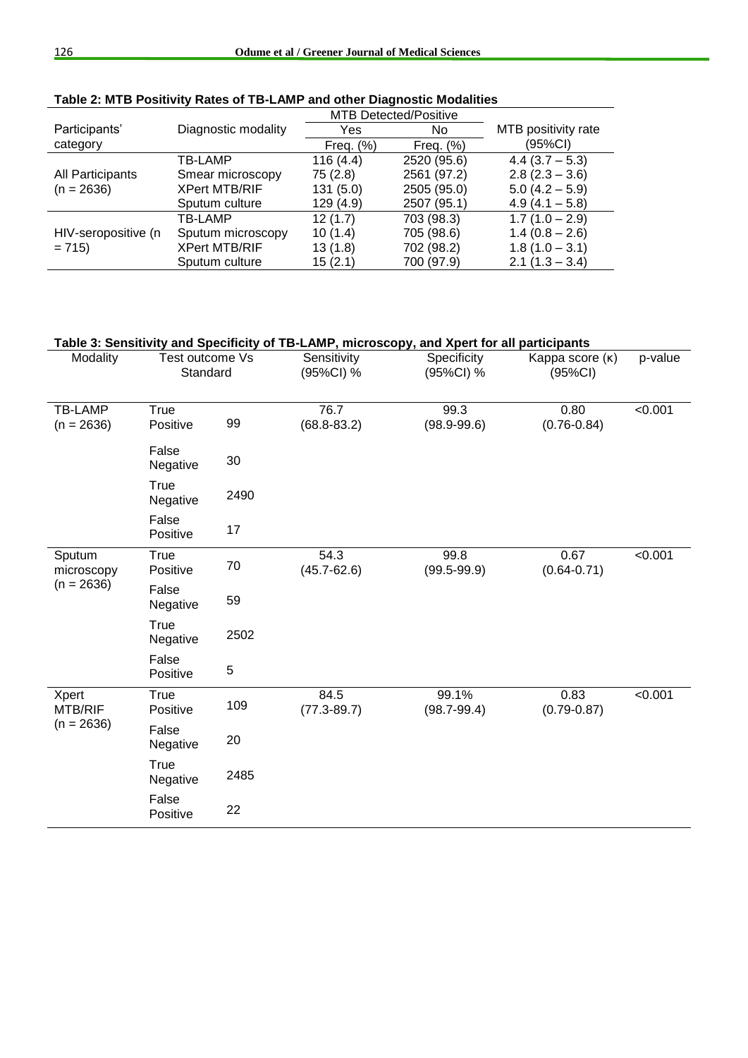**Table 2: MTB Positivity Rates of TB-LAMP and other Diagnostic Modalities**

| Participants' category | Diagnostic modality | MTB Detected/Positive | | MTB positivity rate |
|---|---|---|---|---|
| | | Yes | No | (95%CI) |
| | | Freq. (%) | Freq. (%) | |
| All Participants (n = 2636) | TB-LAMP | 116 (4.4) | 2520 (95.6) | 4.4 (3.7 – 5.3) |
| | Smear microscopy | 75 (2.8) | 2561 (97.2) | 2.8 (2.3 – 3.6) |
| | XPert MTB/RIF | 131 (5.0) | 2505 (95.0) | 5.0 (4.2 – 5.9) |
| | Sputum culture | 129 (4.9) | 2507 (95.1) | 4.9 (4.1 – 5.8) |
| HIV-seropositive (n = 715) | TB-LAMP | 12 (1.7) | 703 (98.3) | 1.7 (1.0 – 2.9) |
| | Sputum microscopy | 10 (1.4) | 705 (98.6) | 1.4 (0.8 – 2.6) |
| | XPert MTB/RIF | 13 (1.8) | 702 (98.2) | 1.8 (1.0 – 3.1) |
| | Sputum culture | 15 (2.1) | 700 (97.9) | 2.1 (1.3 – 3.4) |

**Table 3: Sensitivity and Specificity of TB-LAMP, microscopy, and Xpert for all participants**

| Modality | Test outcome Vs Standard | | Sensitivity (95%CI) % | Specificity (95%CI) % | Kappa score (κ) (95%CI) | p-value |
|---|---|---|---|---|---|---|
| TB-LAMP (n = 2636) | True Positive | 99 | 76.7 (68.8-83.2) | 99.3 (98.9-99.6) | 0.80 (0.76-0.84) | <0.001 |
| | False Negative | 30 | | | | |
| | True Negative | 2490 | | | | |
| | False Positive | 17 | | | | |
| Sputum microscopy (n = 2636) | True Positive | 70 | 54.3 (45.7-62.6) | 99.8 (99.5-99.9) | 0.67 (0.64-0.71) | <0.001 |
| | False Negative | 59 | | | | |
| | True Negative | 2502 | | | | |
| | False Positive | 5 | | | | |
| Xpert MTB/RIF (n = 2636) | True Positive | 109 | 84.5 (77.3-89.7) | 99.1% (98.7-99.4) | 0.83 (0.79-0.87) | <0.001 |
| | False Negative | 20 | | | | |
| | True Negative | 2485 | | | | |
| | False Positive | 22 | | | | |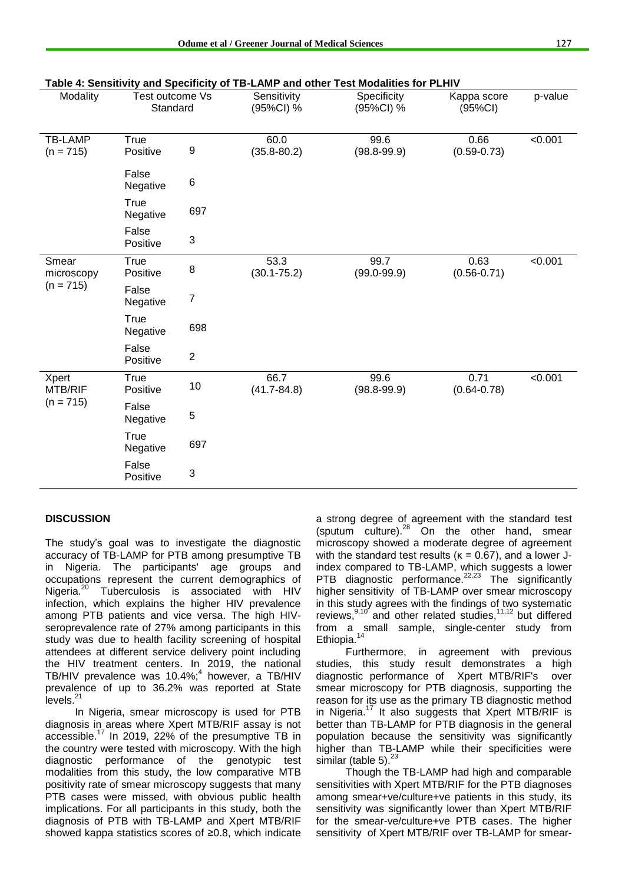**Table 4: Sensitivity and Specificity of TB-LAMP and other Test Modalities for PLHIV**

| Modality | Test outcome Vs Standard | | Sensitivity (95%CI) % | Specificity (95%CI) % | Kappa score (95%CI) | p-value |
|---|---|---|---|---|---|---|
| TB-LAMP (n = 715) | True Positive | 9 | 60.0 (35.8-80.2) | 99.6 (98.8-99.9) | 0.66 (0.59-0.73) | <0.001 |
| | False Negative | 6 | | | | |
| | True Negative | 697 | | | | |
| | False Positive | 3 | | | | |
| Smear microscopy (n = 715) | True Positive | 8 | 53.3 (30.1-75.2) | 99.7 (99.0-99.9) | 0.63 (0.56-0.71) | <0.001 |
| | False Negative | 7 | | | | |
| | True Negative | 698 | | | | |
| | False Positive | 2 | | | | |
| Xpert MTB/RIF (n = 715) | True Positive | 10 | 66.7 (41.7-84.8) | 99.6 (98.8-99.9) | 0.71 (0.64-0.78) | <0.001 |
| | False Negative | 5 | | | | |
| | True Negative | 697 | | | | |
| | False Positive | 3 | | | | |

## DISCUSSION

The study's goal was to investigate the diagnostic accuracy of TB-LAMP for PTB among presumptive TB in Nigeria. The participants' age groups and occupations represent the current demographics of Nigeria.[20] Tuberculosis is associated with HIV infection, which explains the higher HIV prevalence among PTB patients and vice versa. The high HIV-seroprevalence rate of 27% among participants in this study was due to health facility screening of hospital attendees at different service delivery point including the HIV treatment centers. In 2019, the national TB/HIV prevalence was 10.4%;[4] however, a TB/HIV prevalence of up to 36.2% was reported at State levels.[21]

In Nigeria, smear microscopy is used for PTB diagnosis in areas where Xpert MTB/RIF assay is not accessible.[17] In 2019, 22% of the presumptive TB in the country were tested with microscopy. With the high diagnostic performance of the genotypic test modalities from this study, the low comparative MTB positivity rate of smear microscopy suggests that many PTB cases were missed, with obvious public health implications. For all participants in this study, both the diagnosis of PTB with TB-LAMP and Xpert MTB/RIF showed kappa statistics scores of ≥0.8, which indicate a strong degree of agreement with the standard test (sputum culture).[28] On the other hand, smear microscopy showed a moderate degree of agreement with the standard test results ($\kappa = 0.67$), and a lower J-index compared to TB-LAMP, which suggests a lower PTB diagnostic performance.[22,23] The significantly higher sensitivity of TB-LAMP over smear microscopy in this study agrees with the findings of two systematic reviews,[9,10] and other related studies,[11,12] but differed from a small sample, single-center study from Ethiopia.[14]

Furthermore, in agreement with previous studies, this study result demonstrates a high diagnostic performance of Xpert MTB/RIF's over smear microscopy for PTB diagnosis, supporting the reason for its use as the primary TB diagnostic method in Nigeria.[17] It also suggests that Xpert MTB/RIF is better than TB-LAMP for PTB diagnosis in the general population because the sensitivity was significantly higher than TB-LAMP while their specificities were similar (table 5).[23]

Though the TB-LAMP had high and comparable sensitivities with Xpert MTB/RIF for the PTB diagnoses among smear+ve/culture+ve patients in this study, its sensitivity was significantly lower than Xpert MTB/RIF for the smear-ve/culture+ve PTB cases. The higher sensitivity of Xpert MTB/RIF over TB-LAMP for smear-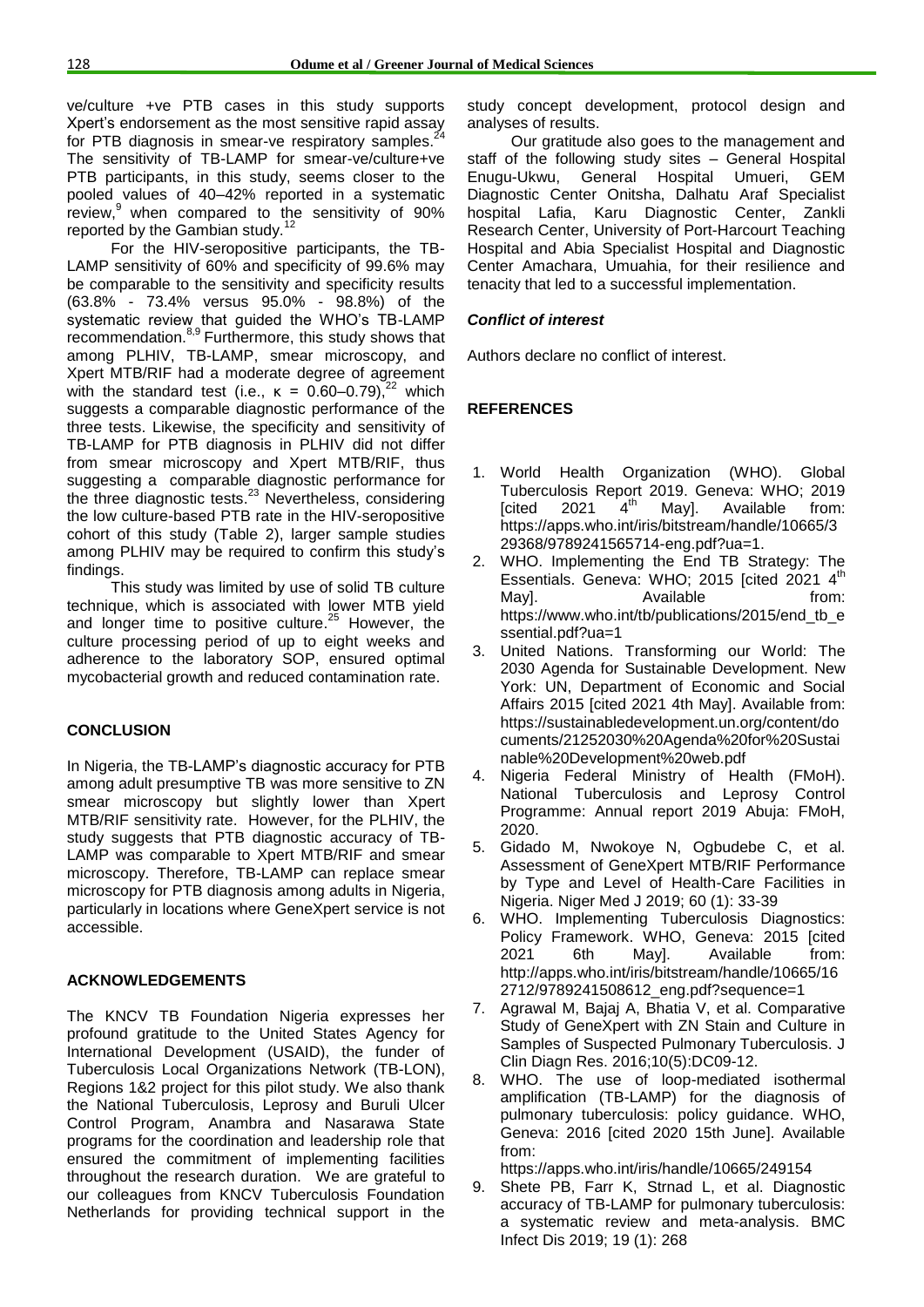ve/culture +ve PTB cases in this study supports Xpert's endorsement as the most sensitive rapid assay for PTB diagnosis in smear-ve respiratory samples.[24] The sensitivity of TB-LAMP for smear-ve/culture+ve PTB participants, in this study, seems closer to the pooled values of 40–42% reported in a systematic review,[9] when compared to the sensitivity of 90% reported by the Gambian study.[12]

For the HIV-seropositive participants, the TB-LAMP sensitivity of 60% and specificity of 99.6% may be comparable to the sensitivity and specificity results (63.8% - 73.4% versus 95.0% - 98.8%) of the systematic review that guided the WHO's TB-LAMP recommendation.[8,9] Furthermore, this study shows that among PLHIV, TB-LAMP, smear microscopy, and Xpert MTB/RIF had a moderate degree of agreement with the standard test (i.e., $\kappa$ = 0.60–0.79),[22] which suggests a comparable diagnostic performance of the three tests. Likewise, the specificity and sensitivity of TB-LAMP for PTB diagnosis in PLHIV did not differ from smear microscopy and Xpert MTB/RIF, thus suggesting a comparable diagnostic performance for the three diagnostic tests.[23] Nevertheless, considering the low culture-based PTB rate in the HIV-seropositive cohort of this study (Table 2), larger sample studies among PLHIV may be required to confirm this study's findings.

This study was limited by use of solid TB culture technique, which is associated with lower MTB yield and longer time to positive culture.[25] However, the culture processing period of up to eight weeks and adherence to the laboratory SOP, ensured optimal mycobacterial growth and reduced contamination rate.

## CONCLUSION

In Nigeria, the TB-LAMP's diagnostic accuracy for PTB among adult presumptive TB was more sensitive to ZN smear microscopy but slightly lower than Xpert MTB/RIF sensitivity rate. However, for the PLHIV, the study suggests that PTB diagnostic accuracy of TB-LAMP was comparable to Xpert MTB/RIF and smear microscopy. Therefore, TB-LAMP can replace smear microscopy for PTB diagnosis among adults in Nigeria, particularly in locations where GeneXpert service is not accessible.

## ACKNOWLEDGEMENTS

The KNCV TB Foundation Nigeria expresses her profound gratitude to the United States Agency for International Development (USAID), the funder of Tuberculosis Local Organizations Network (TB-LON), Regions 1&2 project for this pilot study. We also thank the National Tuberculosis, Leprosy and Buruli Ulcer Control Program, Anambra and Nasarawa State programs for the coordination and leadership role that ensured the commitment of implementing facilities throughout the research duration. We are grateful to our colleagues from KNCV Tuberculosis Foundation Netherlands for providing technical support in the study concept development, protocol design and analyses of results.

Our gratitude also goes to the management and staff of the following study sites – General Hospital Enugu-Ukwu, General Hospital Umueri, GEM Diagnostic Center Onitsha, Dalhatu Araf Specialist hospital Lafia, Karu Diagnostic Center, Zankli Research Center, University of Port-Harcourt Teaching Hospital and Abia Specialist Hospital and Diagnostic Center Amachara, Umuahia, for their resilience and tenacity that led to a successful implementation.

### *Conflict of interest*

Authors declare no conflict of interest.

## REFERENCES

1. World Health Organization (WHO). Global Tuberculosis Report 2019. Geneva: WHO; 2019 [cited 2021 4th May]. Available from: https://apps.who.int/iris/bitstream/handle/10665/329368/9789241565714-eng.pdf?ua=1.
2. WHO. Implementing the End TB Strategy: The Essentials. Geneva: WHO; 2015 [cited 2021 4th May]. Available from: https://www.who.int/tb/publications/2015/end_tb_essential.pdf?ua=1
3. United Nations. Transforming our World: The 2030 Agenda for Sustainable Development. New York: UN, Department of Economic and Social Affairs 2015 [cited 2021 4th May]. Available from: https://sustainabledevelopment.un.org/content/documents/21252030%20Agenda%20for%20Sustainable%20Development%20web.pdf
4. Nigeria Federal Ministry of Health (FMoH). National Tuberculosis and Leprosy Control Programme: Annual report 2019 Abuja: FMoH, 2020.
5. Gidado M, Nwokoye N, Ogbudebe C, et al. Assessment of GeneXpert MTB/RIF Performance by Type and Level of Health-Care Facilities in Nigeria. Niger Med J 2019; 60 (1): 33-39
6. WHO. Implementing Tuberculosis Diagnostics: Policy Framework. WHO, Geneva: 2015 [cited 2021 6th May]. Available from: http://apps.who.int/iris/bitstream/handle/10665/162712/9789241508612_eng.pdf?sequence=1
7. Agrawal M, Bajaj A, Bhatia V, et al. Comparative Study of GeneXpert with ZN Stain and Culture in Samples of Suspected Pulmonary Tuberculosis. J Clin Diagn Res. 2016;10(5):DC09-12.
8. WHO. The use of loop-mediated isothermal amplification (TB-LAMP) for the diagnosis of pulmonary tuberculosis: policy guidance. WHO, Geneva: 2016 [cited 2020 15th June]. Available from: https://apps.who.int/iris/handle/10665/249154
9. Shete PB, Farr K, Strnad L, et al. Diagnostic accuracy of TB-LAMP for pulmonary tuberculosis: a systematic review and meta-analysis. BMC Infect Dis 2019; 19 (1): 268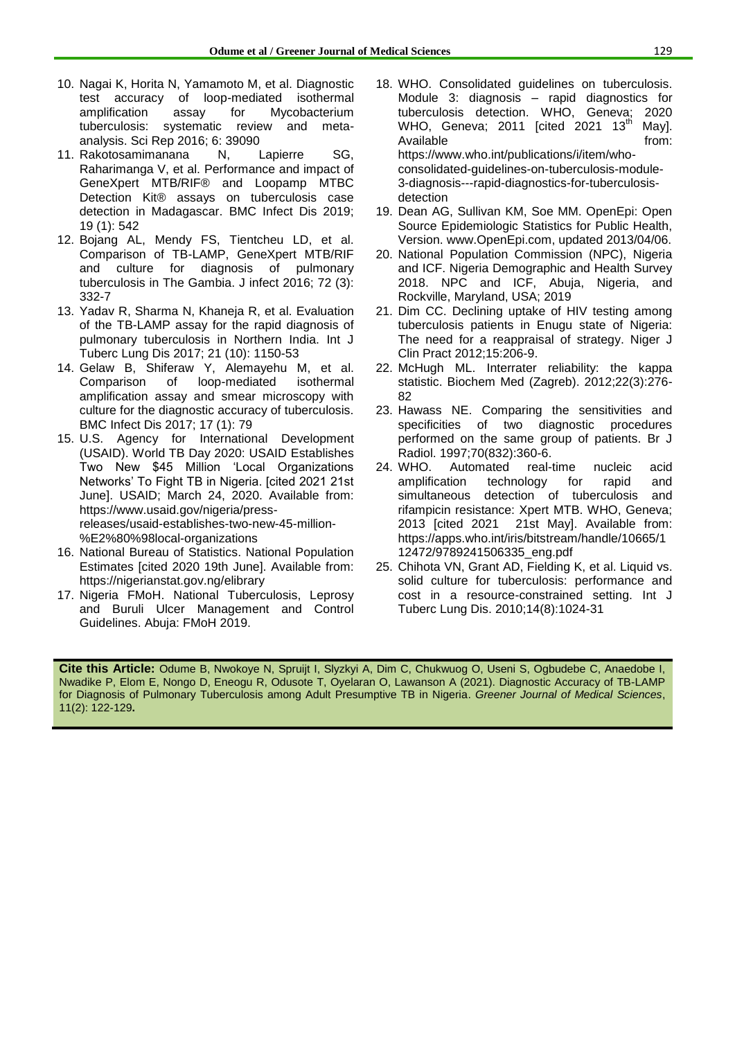10. Nagai K, Horita N, Yamamoto M, et al. Diagnostic test accuracy of loop-mediated isothermal amplification assay for Mycobacterium tuberculosis: systematic review and meta-analysis. Sci Rep 2016; 6: 39090
11. Rakotosamimanana N, Lapierre SG, Raharimanga V, et al. Performance and impact of GeneXpert MTB/RIF® and Loopamp MTBC Detection Kit® assays on tuberculosis case detection in Madagascar. BMC Infect Dis 2019; 19 (1): 542
12. Bojang AL, Mendy FS, Tientcheu LD, et al. Comparison of TB-LAMP, GeneXpert MTB/RIF and culture for diagnosis of pulmonary tuberculosis in The Gambia. J infect 2016; 72 (3): 332-7
13. Yadav R, Sharma N, Khaneja R, et al. Evaluation of the TB-LAMP assay for the rapid diagnosis of pulmonary tuberculosis in Northern India. Int J Tuberc Lung Dis 2017; 21 (10): 1150-53
14. Gelaw B, Shiferaw Y, Alemayehu M, et al. Comparison of loop-mediated isothermal amplification assay and smear microscopy with culture for the diagnostic accuracy of tuberculosis. BMC Infect Dis 2017; 17 (1): 79
15. U.S. Agency for International Development (USAID). World TB Day 2020: USAID Establishes Two New $45 Million 'Local Organizations Networks' To Fight TB in Nigeria. [cited 2021 21st June]. USAID; March 24, 2020. Available from: https://www.usaid.gov/nigeria/press-releases/usaid-establishes-two-new-45-million-%E2%80%98local-organizations
16. National Bureau of Statistics. National Population Estimates [cited 2020 19th June]. Available from: https://nigerianstat.gov.ng/elibrary
17. Nigeria FMoH. National Tuberculosis, Leprosy and Buruli Ulcer Management and Control Guidelines. Abuja: FMoH 2019.
18. WHO. Consolidated guidelines on tuberculosis. Module 3: diagnosis – rapid diagnostics for tuberculosis detection. WHO, Geneva; 2020 WHO, Geneva; 2011 [cited 2021 13th May]. Available from: https://www.who.int/publications/i/item/who-consolidated-guidelines-on-tuberculosis-module-3-diagnosis---rapid-diagnostics-for-tuberculosis-detection
19. Dean AG, Sullivan KM, Soe MM. OpenEpi: Open Source Epidemiologic Statistics for Public Health, Version. www.OpenEpi.com, updated 2013/04/06.
20. National Population Commission (NPC), Nigeria and ICF. Nigeria Demographic and Health Survey 2018. NPC and ICF, Abuja, Nigeria, and Rockville, Maryland, USA; 2019
21. Dim CC. Declining uptake of HIV testing among tuberculosis patients in Enugu state of Nigeria: The need for a reappraisal of strategy. Niger J Clin Pract 2012;15:206-9.
22. McHugh ML. Interrater reliability: the kappa statistic. Biochem Med (Zagreb). 2012;22(3):276-82
23. Hawass NE. Comparing the sensitivities and specificities of two diagnostic procedures performed on the same group of patients. Br J Radiol. 1997;70(832):360-6.
24. WHO. Automated real-time nucleic acid amplification technology for rapid and simultaneous detection of tuberculosis and rifampicin resistance: Xpert MTB. WHO, Geneva; 2013 [cited 2021 21st May]. Available from: https://apps.who.int/iris/bitstream/handle/10665/112472/9789241506335_eng.pdf
25. Chihota VN, Grant AD, Fielding K, et al. Liquid vs. solid culture for tuberculosis: performance and cost in a resource-constrained setting. Int J Tuberc Lung Dis. 2010;14(8):1024-31

**Cite this Article:** Odume B, Nwokoye N, Spruijt I, Slyzkyi A, Dim C, Chukwuog O, Useni S, Ogbudebe C, Anaedobe I, Nwadike P, Elom E, Nongo D, Eneogu R, Odusote T, Oyelaran O, Lawanson A (2021). Diagnostic Accuracy of TB-LAMP for Diagnosis of Pulmonary Tuberculosis among Adult Presumptive TB in Nigeria. *Greener Journal of Medical Sciences*, 11(2): 122-129**.**